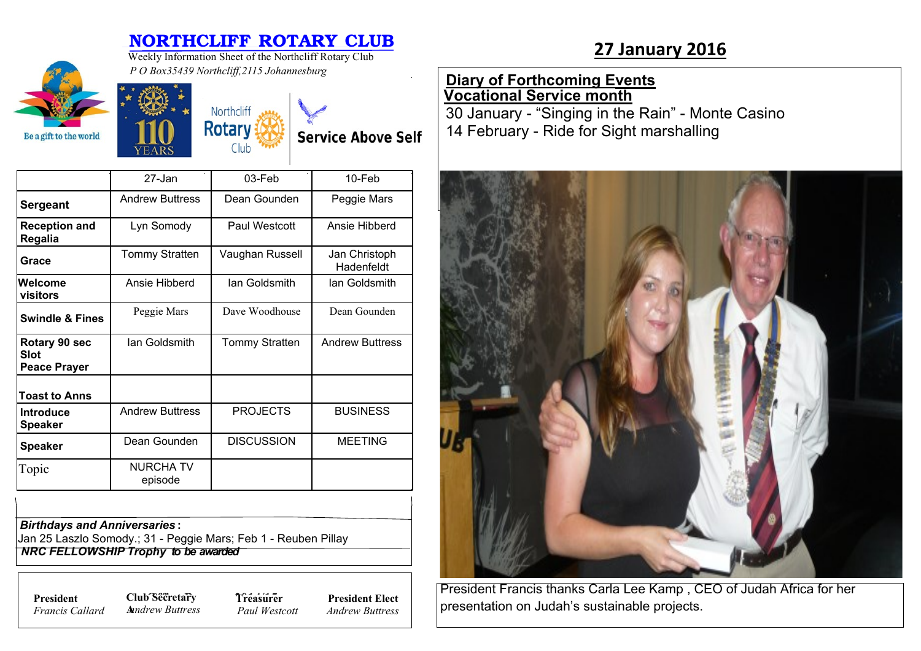# NORTHCLIFF ROTARY CLUB

Weekly Information Sheet of the Northcliff Rotary Club

*P O Box35439 Northcliff,2115 Johannesburg*

Be a gift to the world

110 YEARS

Northcliff Rotary Club

Service Above Self

## 27 January 2016

| | 27-Jan | 03-Feb | 10-Feb |
|---|---|---|---|
| **Sergeant** | Andrew Buttress | Dean Gounden | Peggie Mars |
| **Reception and Regalia** | Lyn Somody | Paul Westcott | Ansie Hibberd |
| **Grace** | Tommy Stratten | Vaughan Russell | Jan Christoph Hadenfeldt |
| **Welcome visitors** | Ansie Hibberd | Ian Goldsmith | Ian Goldsmith |
| **Swindle & Fines** | Peggie Mars | Dave Woodhouse | Dean Gounden |
| **Rotary 90 sec Slot Peace Prayer** | Ian Goldsmith | Tommy Stratten | Andrew Buttress |
| **Toast to Anns** | | | |
| **Introduce Speaker** | Andrew Buttress | PROJECTS | BUSINESS |
| **Speaker** | Dean Gounden | DISCUSSION | MEETING |
| Topic | NURCHA TV episode | | |

***Birthdays and Anniversaries*:**
Jan 25 Laszlo Somody.; 31 - Peggie Mars; Feb 1 - Reuben Pillay

***NRC FELLOWSHIP Trophy** to be awarded*

| **President** | **Club Secretary** | **Treasurer** | **President Elect** |
|---|---|---|---|
| *Francis Callard* | *Andrew Buttress* | *Paul Westcott* | *Andrew Buttress* |

### Diary of Forthcoming Events

### Vocational Service month

30 January - "Singing in the Rain" - Monte Casino

14 February - Ride for Sight marshalling

President Francis thanks Carla Lee Kamp , CEO of Judah Africa for her presentation on Judah's sustainable projects.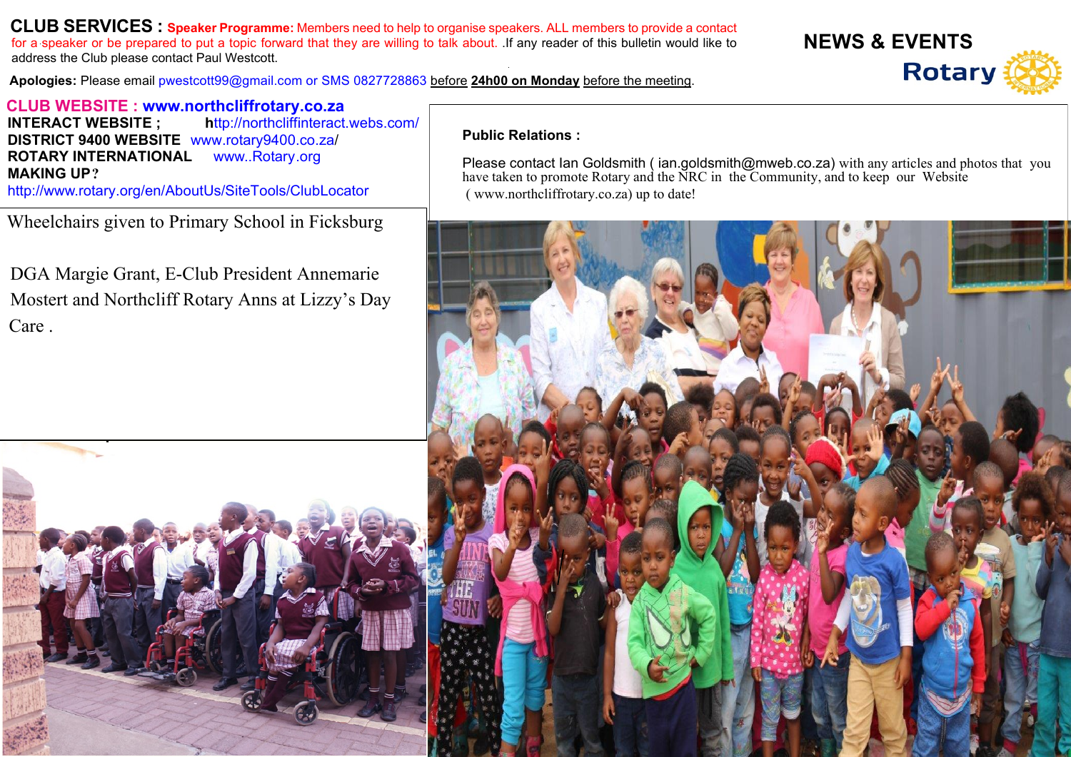**CLUB SERVICES : Speaker Programme:** Members need to help to organise speakers. ALL members to provide a contact for a speaker or be prepared to put a topic forward that they are willing to talk about. .If any reader of this bulletin would like to address the Club please contact Paul Westcott.

**Apologies:** Please email pwestcott99@gmail.com or SMS 0827728863 before **24h00 on Monday** before the meeting.

## NEWS & EVENTS

**CLUB WEBSITE : www.northcliffrotary.co.za**

**INTERACT WEBSITE ;** http://northcliffinteract.webs.com/

**DISTRICT 9400 WEBSITE** www.rotary9400.co.za/

**ROTARY INTERNATIONAL** www..Rotary.org

**MAKING UP?**

http://www.rotary.org/en/AboutUs/SiteTools/ClubLocator

**Public Relations :**

Please contact Ian Goldsmith ( ian.goldsmith@mweb.co.za) with any articles and photos that you have taken to promote Rotary and the NRC in the Community, and to keep our Website ( www.northcliffrotary.co.za) up to date!

Wheelchairs given to Primary School in Ficksburg

DGA Margie Grant, E-Club President Annemarie Mostert and Northcliff Rotary Anns at Lizzy's Day Care .